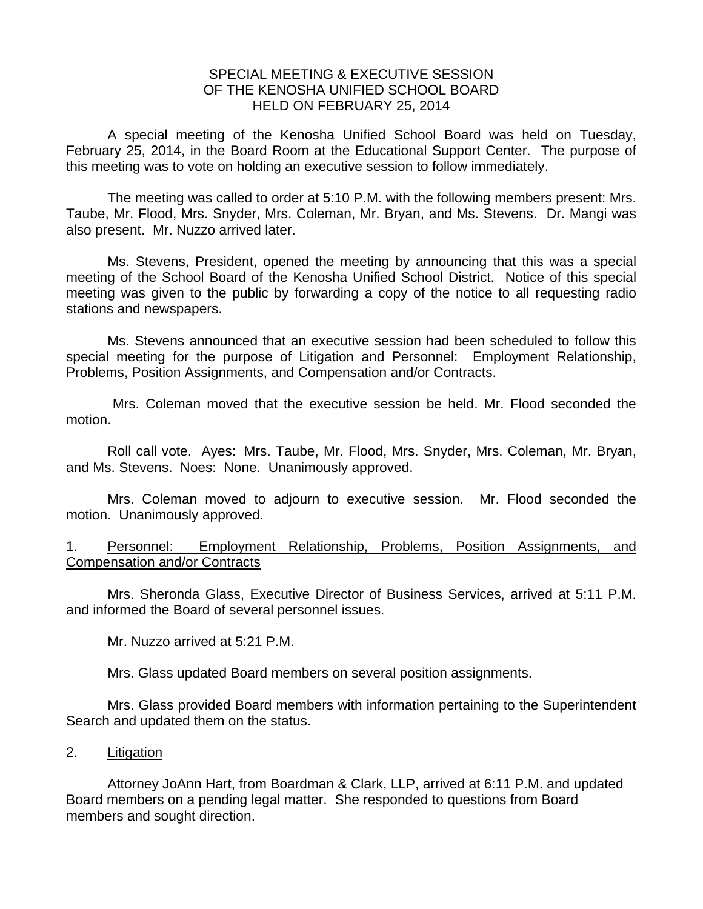# SPECIAL MEETING & EXECUTIVE SESSION OF THE KENOSHA UNIFIED SCHOOL BOARD HELD ON FEBRUARY 25, 2014

A special meeting of the Kenosha Unified School Board was held on Tuesday, February 25, 2014, in the Board Room at the Educational Support Center. The purpose of this meeting was to vote on holding an executive session to follow immediately.

The meeting was called to order at 5:10 P.M. with the following members present: Mrs. Taube, Mr. Flood, Mrs. Snyder, Mrs. Coleman, Mr. Bryan, and Ms. Stevens. Dr. Mangi was also present. Mr. Nuzzo arrived later.

Ms. Stevens, President, opened the meeting by announcing that this was a special meeting of the School Board of the Kenosha Unified School District. Notice of this special meeting was given to the public by forwarding a copy of the notice to all requesting radio stations and newspapers.

Ms. Stevens announced that an executive session had been scheduled to follow this special meeting for the purpose of Litigation and Personnel: Employment Relationship, Problems, Position Assignments, and Compensation and/or Contracts.

Mrs. Coleman moved that the executive session be held. Mr. Flood seconded the motion.

Roll call vote. Ayes: Mrs. Taube, Mr. Flood, Mrs. Snyder, Mrs. Coleman, Mr. Bryan, and Ms. Stevens. Noes: None. Unanimously approved.

Mrs. Coleman moved to adjourn to executive session. Mr. Flood seconded the motion. Unanimously approved.

1. Personnel: Employment Relationship, Problems, Position Assignments, and Compensation and/or Contracts

Mrs. Sheronda Glass, Executive Director of Business Services, arrived at 5:11 P.M. and informed the Board of several personnel issues.

Mr. Nuzzo arrived at 5:21 P.M.

Mrs. Glass updated Board members on several position assignments.

Mrs. Glass provided Board members with information pertaining to the Superintendent Search and updated them on the status.

2. Litigation

Attorney JoAnn Hart, from Boardman & Clark, LLP, arrived at 6:11 P.M. and updated Board members on a pending legal matter. She responded to questions from Board members and sought direction.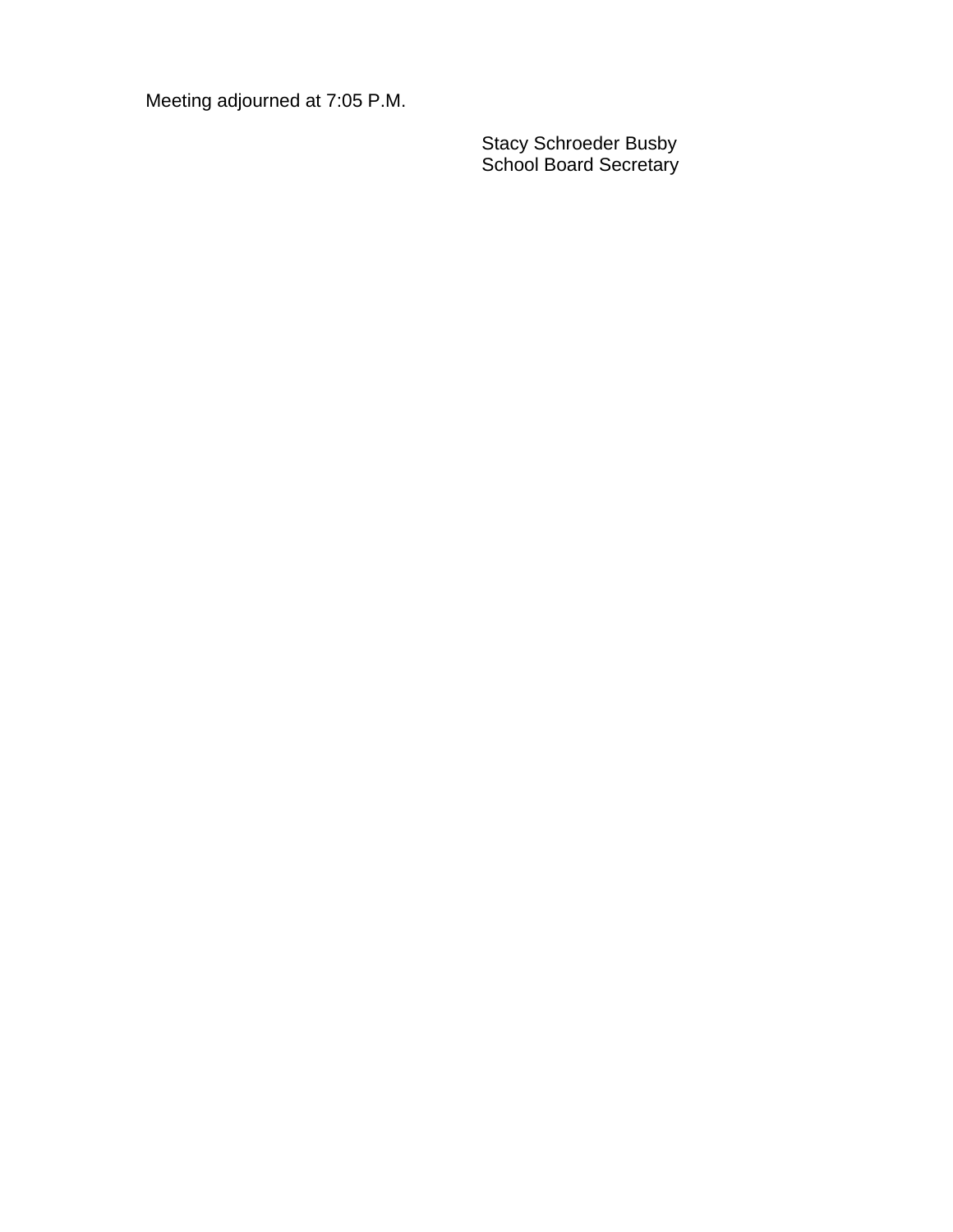Meeting adjourned at 7:05 P.M.

Stacy Schroeder Busby  
School Board Secretary